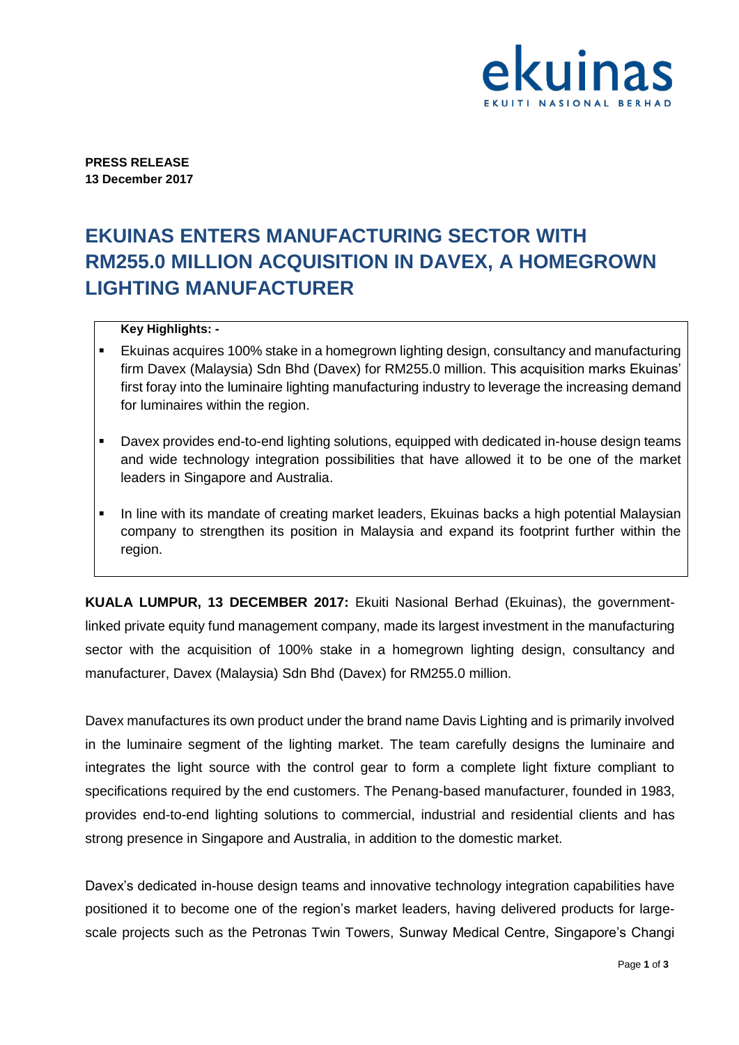**PRESS RELEASE**
**13 December 2017**

# EKUINAS ENTERS MANUFACTURING SECTOR WITH RM255.0 MILLION ACQUISITION IN DAVEX, A HOMEGROWN LIGHTING MANUFACTURER

**Key Highlights: -**

- Ekuinas acquires 100% stake in a homegrown lighting design, consultancy and manufacturing firm Davex (Malaysia) Sdn Bhd (Davex) for RM255.0 million. This acquisition marks Ekuinas' first foray into the luminaire lighting manufacturing industry to leverage the increasing demand for luminaires within the region.
- Davex provides end-to-end lighting solutions, equipped with dedicated in-house design teams and wide technology integration possibilities that have allowed it to be one of the market leaders in Singapore and Australia.
- In line with its mandate of creating market leaders, Ekuinas backs a high potential Malaysian company to strengthen its position in Malaysia and expand its footprint further within the region.

**KUALA LUMPUR, 13 DECEMBER 2017:** Ekuiti Nasional Berhad (Ekuinas), the government-linked private equity fund management company, made its largest investment in the manufacturing sector with the acquisition of 100% stake in a homegrown lighting design, consultancy and manufacturer, Davex (Malaysia) Sdn Bhd (Davex) for RM255.0 million.

Davex manufactures its own product under the brand name Davis Lighting and is primarily involved in the luminaire segment of the lighting market. The team carefully designs the luminaire and integrates the light source with the control gear to form a complete light fixture compliant to specifications required by the end customers. The Penang-based manufacturer, founded in 1983, provides end-to-end lighting solutions to commercial, industrial and residential clients and has strong presence in Singapore and Australia, in addition to the domestic market.

Davex's dedicated in-house design teams and innovative technology integration capabilities have positioned it to become one of the region's market leaders, having delivered products for large-scale projects such as the Petronas Twin Towers, Sunway Medical Centre, Singapore's Changi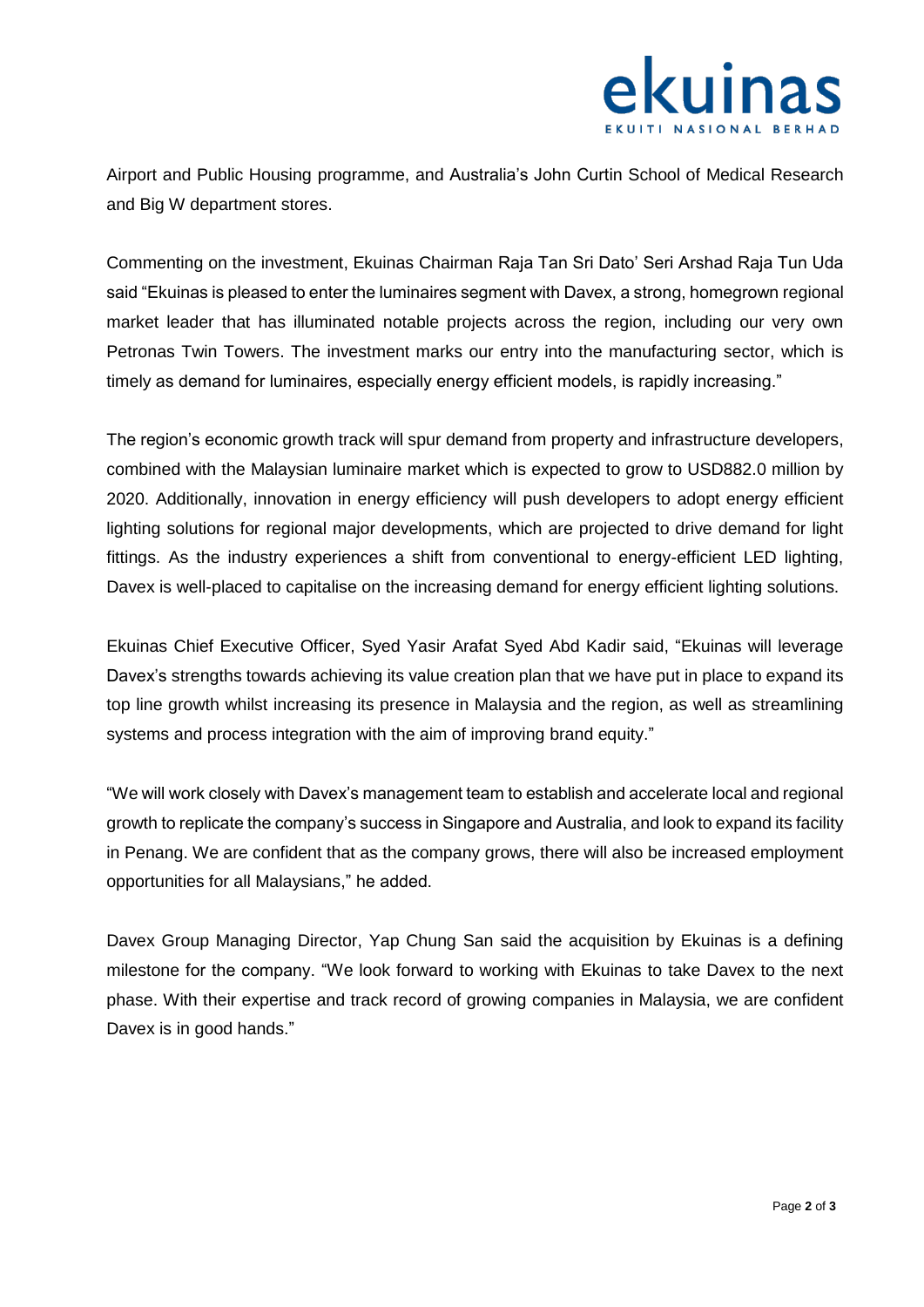Airport and Public Housing programme, and Australia's John Curtin School of Medical Research and Big W department stores.

Commenting on the investment, Ekuinas Chairman Raja Tan Sri Dato' Seri Arshad Raja Tun Uda said "Ekuinas is pleased to enter the luminaires segment with Davex, a strong, homegrown regional market leader that has illuminated notable projects across the region, including our very own Petronas Twin Towers. The investment marks our entry into the manufacturing sector, which is timely as demand for luminaires, especially energy efficient models, is rapidly increasing."

The region's economic growth track will spur demand from property and infrastructure developers, combined with the Malaysian luminaire market which is expected to grow to USD882.0 million by 2020. Additionally, innovation in energy efficiency will push developers to adopt energy efficient lighting solutions for regional major developments, which are projected to drive demand for light fittings. As the industry experiences a shift from conventional to energy-efficient LED lighting, Davex is well-placed to capitalise on the increasing demand for energy efficient lighting solutions.

Ekuinas Chief Executive Officer, Syed Yasir Arafat Syed Abd Kadir said, "Ekuinas will leverage Davex's strengths towards achieving its value creation plan that we have put in place to expand its top line growth whilst increasing its presence in Malaysia and the region, as well as streamlining systems and process integration with the aim of improving brand equity."

"We will work closely with Davex's management team to establish and accelerate local and regional growth to replicate the company's success in Singapore and Australia, and look to expand its facility in Penang. We are confident that as the company grows, there will also be increased employment opportunities for all Malaysians," he added.

Davex Group Managing Director, Yap Chung San said the acquisition by Ekuinas is a defining milestone for the company. "We look forward to working with Ekuinas to take Davex to the next phase. With their expertise and track record of growing companies in Malaysia, we are confident Davex is in good hands."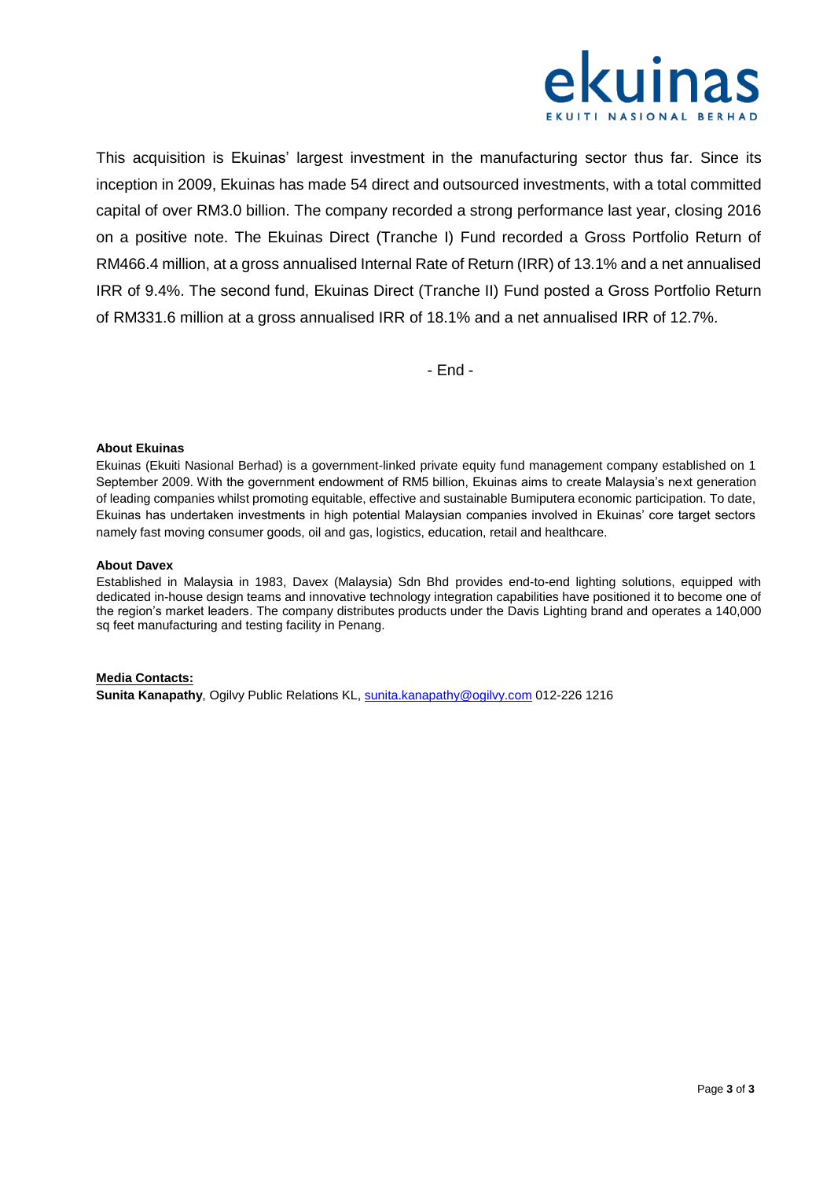This acquisition is Ekuinas' largest investment in the manufacturing sector thus far. Since its inception in 2009, Ekuinas has made 54 direct and outsourced investments, with a total committed capital of over RM3.0 billion. The company recorded a strong performance last year, closing 2016 on a positive note. The Ekuinas Direct (Tranche I) Fund recorded a Gross Portfolio Return of RM466.4 million, at a gross annualised Internal Rate of Return (IRR) of 13.1% and a net annualised IRR of 9.4%. The second fund, Ekuinas Direct (Tranche II) Fund posted a Gross Portfolio Return of RM331.6 million at a gross annualised IRR of 18.1% and a net annualised IRR of 12.7%.

- End -

**About Ekuinas**

Ekuinas (Ekuiti Nasional Berhad) is a government-linked private equity fund management company established on 1 September 2009. With the government endowment of RM5 billion, Ekuinas aims to create Malaysia's next generation of leading companies whilst promoting equitable, effective and sustainable Bumiputera economic participation. To date, Ekuinas has undertaken investments in high potential Malaysian companies involved in Ekuinas' core target sectors namely fast moving consumer goods, oil and gas, logistics, education, retail and healthcare.

**About Davex**

Established in Malaysia in 1983, Davex (Malaysia) Sdn Bhd provides end-to-end lighting solutions, equipped with dedicated in-house design teams and innovative technology integration capabilities have positioned it to become one of the region's market leaders. The company distributes products under the Davis Lighting brand and operates a 140,000 sq feet manufacturing and testing facility in Penang.

**Media Contacts:**

**Sunita Kanapathy**, Ogilvy Public Relations KL, sunita.kanapathy@ogilvy.com 012-226 1216